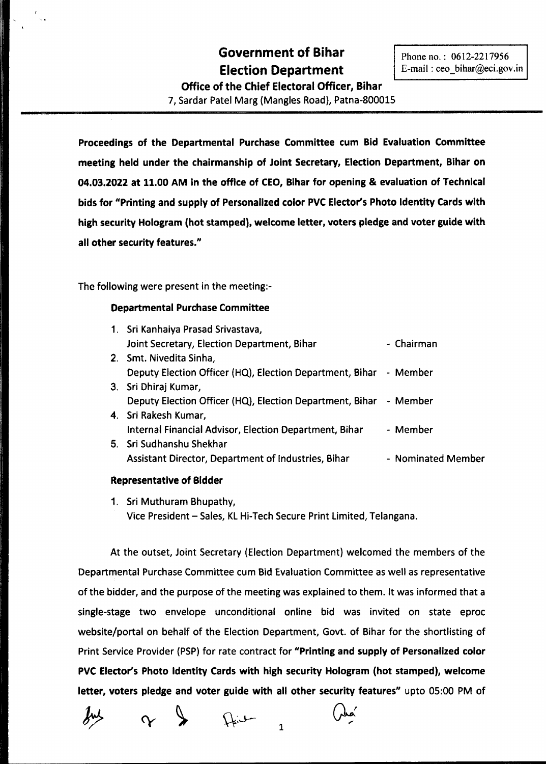# Government of Bihar
## Election Department

Phone no. : 0612-2217956
E-mail : ceo_bihar@eci.gov.in

### Office of the Chief Electoral Officer, Bihar

7, Sardar Patel Marg (Mangles Road), Patna-800015

---

**Proceedings of the Departmental Purchase Committee cum Bid Evaluation Committee meeting held under the chairmanship of Joint Secretary, Election Department, Bihar on 04.03.2022 at 11.00 AM in the office of CEO, Bihar for opening & evaluation of Technical bids for "Printing and supply of Personalized color PVC Elector's Photo Identity Cards with high security Hologram (hot stamped), welcome letter, voters pledge and voter guide with all other security features."**

The following were present in the meeting:-

**Departmental Purchase Committee**

1. Sri Kanhaiya Prasad Srivastava,
   Joint Secretary, Election Department, Bihar - Chairman
2. Smt. Nivedita Sinha,
   Deputy Election Officer (HQ), Election Department, Bihar - Member
3. Sri Dhiraj Kumar,
   Deputy Election Officer (HQ), Election Department, Bihar - Member
4. Sri Rakesh Kumar,
   Internal Financial Advisor, Election Department, Bihar - Member
5. Sri Sudhanshu Shekhar
   Assistant Director, Department of Industries, Bihar - Nominated Member

**Representative of Bidder**

1. Sri Muthuram Bhupathy,
   Vice President – Sales, KL Hi-Tech Secure Print Limited, Telangana.

At the outset, Joint Secretary (Election Department) welcomed the members of the Departmental Purchase Committee cum Bid Evaluation Committee as well as representative of the bidder, and the purpose of the meeting was explained to them. It was informed that a single-stage two envelope unconditional online bid was invited on state eproc website/portal on behalf of the Election Department, Govt. of Bihar for the shortlisting of Print Service Provider (PSP) for rate contract for **"Printing and supply of Personalized color PVC Elector's Photo Identity Cards with high security Hologram (hot stamped), welcome letter, voters pledge and voter guide with all other security features"** upto 05:00 PM of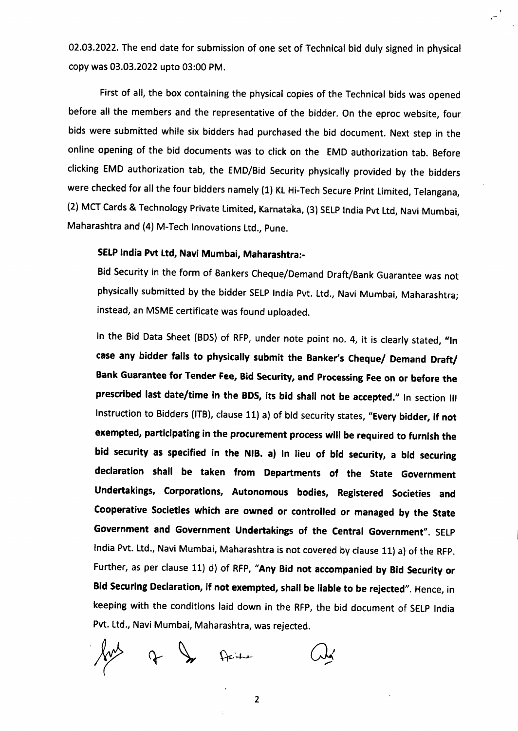02.03.2022. The end date for submission of one set of Technical bid duly signed in physical copy was 03.03.2022 upto 03:00 PM.

First of all, the box containing the physical copies of the Technical bids was opened before all the members and the representative of the bidder. On the eproc website, four bids were submitted while six bidders had purchased the bid document. Next step in the online opening of the bid documents was to click on the EMD authorization tab. Before clicking EMD authorization tab, the EMD/Bid Security physically provided by the bidders were checked for all the four bidders namely (1) KL Hi-Tech Secure Print Limited, Telangana, (2) MCT Cards & Technology Private Limited, Karnataka, (3) SELP India Pvt Ltd, Navi Mumbai, Maharashtra and (4) M-Tech Innovations Ltd., Pune.

**SELP India Pvt Ltd, Navi Mumbai, Maharashtra:-**

Bid Security in the form of Bankers Cheque/Demand Draft/Bank Guarantee was not physically submitted by the bidder SELP India Pvt. Ltd., Navi Mumbai, Maharashtra; instead, an MSME certificate was found uploaded.

In the Bid Data Sheet (BDS) of RFP, under note point no. 4, it is clearly stated, **"In case any bidder fails to physically submit the Banker's Cheque/ Demand Draft/ Bank Guarantee for Tender Fee, Bid Security, and Processing Fee on or before the prescribed last date/time in the BDS, its bid shall not be accepted."** In section III Instruction to Bidders (ITB), clause 11) a) of bid security states, **"Every bidder, if not exempted, participating in the procurement process will be required to furnish the bid security as specified in the NIB. a) In lieu of bid security, a bid securing declaration shall be taken from Departments of the State Government Undertakings, Corporations, Autonomous bodies, Registered Societies and Cooperative Societies which are owned or controlled or managed by the State Government and Government Undertakings of the Central Government"**. SELP India Pvt. Ltd., Navi Mumbai, Maharashtra is not covered by clause 11) a) of the RFP. Further, as per clause 11) d) of RFP, **"Any Bid not accompanied by Bid Security or Bid Securing Declaration, if not exempted, shall be liable to be rejected"**. Hence, in keeping with the conditions laid down in the RFP, the bid document of SELP India Pvt. Ltd., Navi Mumbai, Maharashtra, was rejected.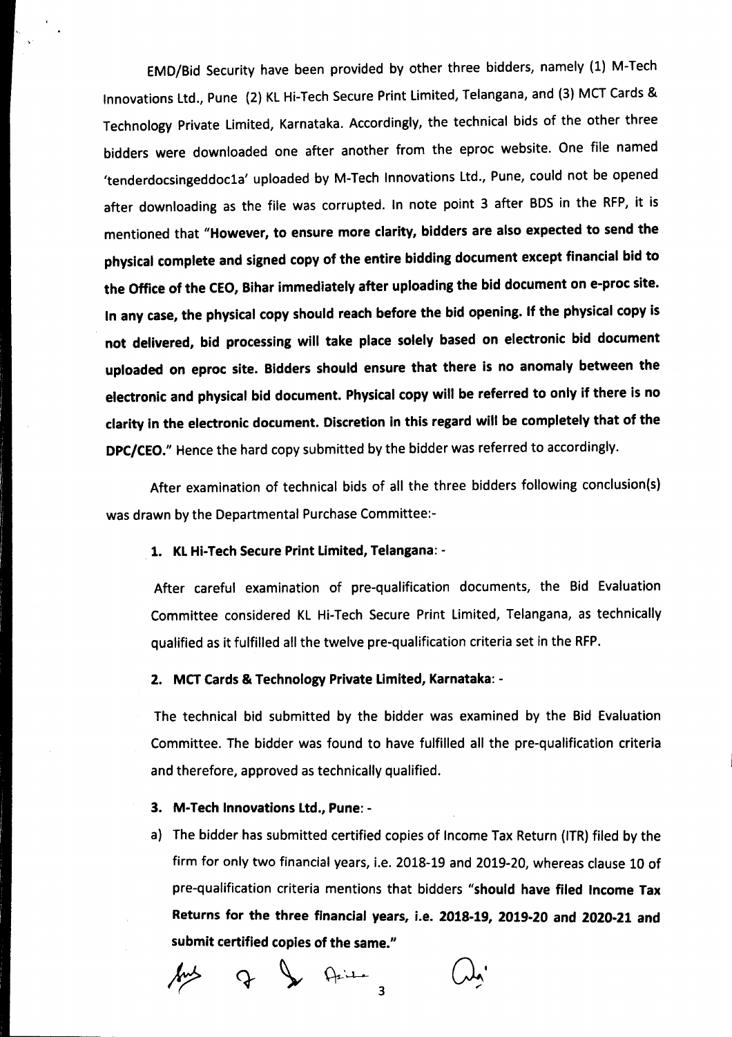EMD/Bid Security have been provided by other three bidders, namely (1) M-Tech Innovations Ltd., Pune (2) KL Hi-Tech Secure Print Limited, Telangana, and (3) MCT Cards & Technology Private Limited, Karnataka. Accordingly, the technical bids of the other three bidders were downloaded one after another from the eproc website. One file named 'tenderdocsingeddoc1a' uploaded by M-Tech Innovations Ltd., Pune, could not be opened after downloading as the file was corrupted. In note point 3 after BDS in the RFP, it is mentioned that "**However, to ensure more clarity, bidders are also expected to send the physical complete and signed copy of the entire bidding document except financial bid to the Office of the CEO, Bihar immediately after uploading the bid document on e-proc site. In any case, the physical copy should reach before the bid opening. If the physical copy is not delivered, bid processing will take place solely based on electronic bid document uploaded on eproc site. Bidders should ensure that there is no anomaly between the electronic and physical bid document. Physical copy will be referred to only if there is no clarity in the electronic document. Discretion in this regard will be completely that of the DPC/CEO.**" Hence the hard copy submitted by the bidder was referred to accordingly.

After examination of technical bids of all the three bidders following conclusion(s) was drawn by the Departmental Purchase Committee:-

1. **KL Hi-Tech Secure Print Limited, Telangana**: -

   After careful examination of pre-qualification documents, the Bid Evaluation Committee considered KL Hi-Tech Secure Print Limited, Telangana, as technically qualified as it fulfilled all the twelve pre-qualification criteria set in the RFP.

2. **MCT Cards & Technology Private Limited, Karnataka**: -

   The technical bid submitted by the bidder was examined by the Bid Evaluation Committee. The bidder was found to have fulfilled all the pre-qualification criteria and therefore, approved as technically qualified.

3. **M-Tech Innovations Ltd., Pune**: -

   a) The bidder has submitted certified copies of Income Tax Return (ITR) filed by the firm for only two financial years, i.e. 2018-19 and 2019-20, whereas clause 10 of pre-qualification criteria mentions that bidders "**should have filed Income Tax Returns for the three financial years, i.e. 2018-19, 2019-20 and 2020-21 and submit certified copies of the same.**"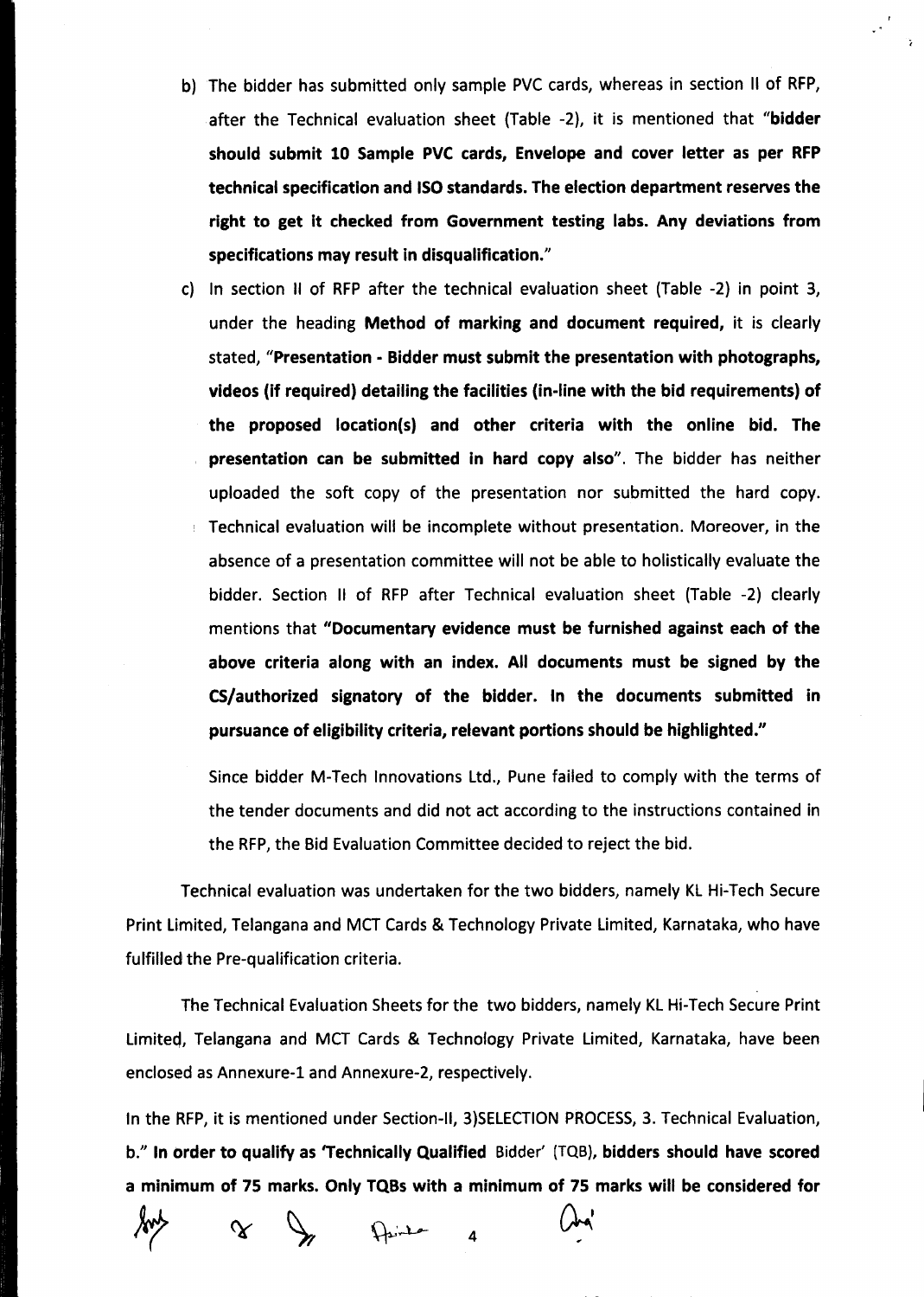b) The bidder has submitted only sample PVC cards, whereas in section II of RFP, after the Technical evaluation sheet (Table -2), it is mentioned that "**bidder should submit 10 Sample PVC cards, Envelope and cover letter as per RFP technical specification and ISO standards. The election department reserves the right to get it checked from Government testing labs. Any deviations from specifications may result in disqualification.**"

c) In section II of RFP after the technical evaluation sheet (Table -2) in point 3, under the heading **Method of marking and document required,** it is clearly stated, "**Presentation - Bidder must submit the presentation with photographs, videos (if required) detailing the facilities (in-line with the bid requirements) of the proposed location(s) and other criteria with the online bid. The presentation can be submitted in hard copy also**". The bidder has neither uploaded the soft copy of the presentation nor submitted the hard copy. Technical evaluation will be incomplete without presentation. Moreover, in the absence of a presentation committee will not be able to holistically evaluate the bidder. Section II of RFP after Technical evaluation sheet (Table -2) clearly mentions that "**Documentary evidence must be furnished against each of the above criteria along with an index. All documents must be signed by the CS/authorized signatory of the bidder. In the documents submitted in pursuance of eligibility criteria, relevant portions should be highlighted.**"

Since bidder M-Tech Innovations Ltd., Pune failed to comply with the terms of the tender documents and did not act according to the instructions contained in the RFP, the Bid Evaluation Committee decided to reject the bid.

Technical evaluation was undertaken for the two bidders, namely KL Hi-Tech Secure Print Limited, Telangana and MCT Cards & Technology Private Limited, Karnataka, who have fulfilled the Pre-qualification criteria.

The Technical Evaluation Sheets for the two bidders, namely KL Hi-Tech Secure Print Limited, Telangana and MCT Cards & Technology Private Limited, Karnataka, have been enclosed as Annexure-1 and Annexure-2, respectively.

In the RFP, it is mentioned under Section-II, 3)SELECTION PROCESS, 3. Technical Evaluation, b." **In order to qualify as 'Technically Qualified** Bidder' (TQB), **bidders should have scored a minimum of 75 marks. Only TQBs with a minimum of 75 marks will be considered for**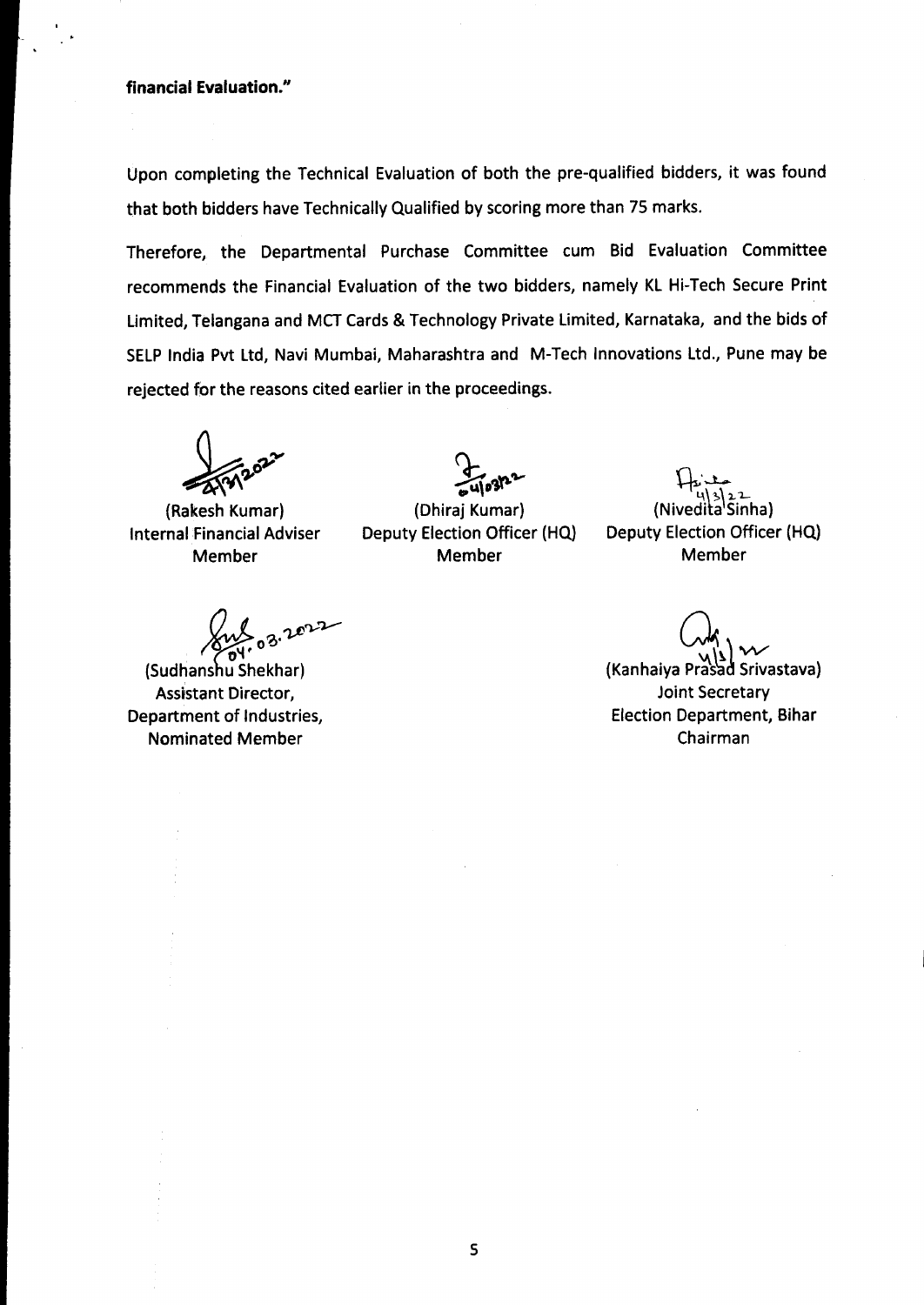**financial Evaluation."**

Upon completing the Technical Evaluation of both the pre-qualified bidders, it was found that both bidders have Technically Qualified by scoring more than 75 marks.

Therefore, the Departmental Purchase Committee cum Bid Evaluation Committee recommends the Financial Evaluation of the two bidders, namely KL Hi-Tech Secure Print Limited, Telangana and MCT Cards & Technology Private Limited, Karnataka, and the bids of SELP India Pvt Ltd, Navi Mumbai, Maharashtra and M-Tech Innovations Ltd., Pune may be rejected for the reasons cited earlier in the proceedings.

4/3/2022
(Rakesh Kumar)
Internal Financial Adviser
Member

04/03/22
(Dhiraj Kumar)
Deputy Election Officer (HQ)
Member

4/3/22
(Nivedita Sinha)
Deputy Election Officer (HQ)
Member

04.03.2022
(Sudhanshu Shekhar)
Assistant Director,
Department of Industries,
Nominated Member

4/3
(Kanhaiya Prasad Srivastava)
Joint Secretary
Election Department, Bihar
Chairman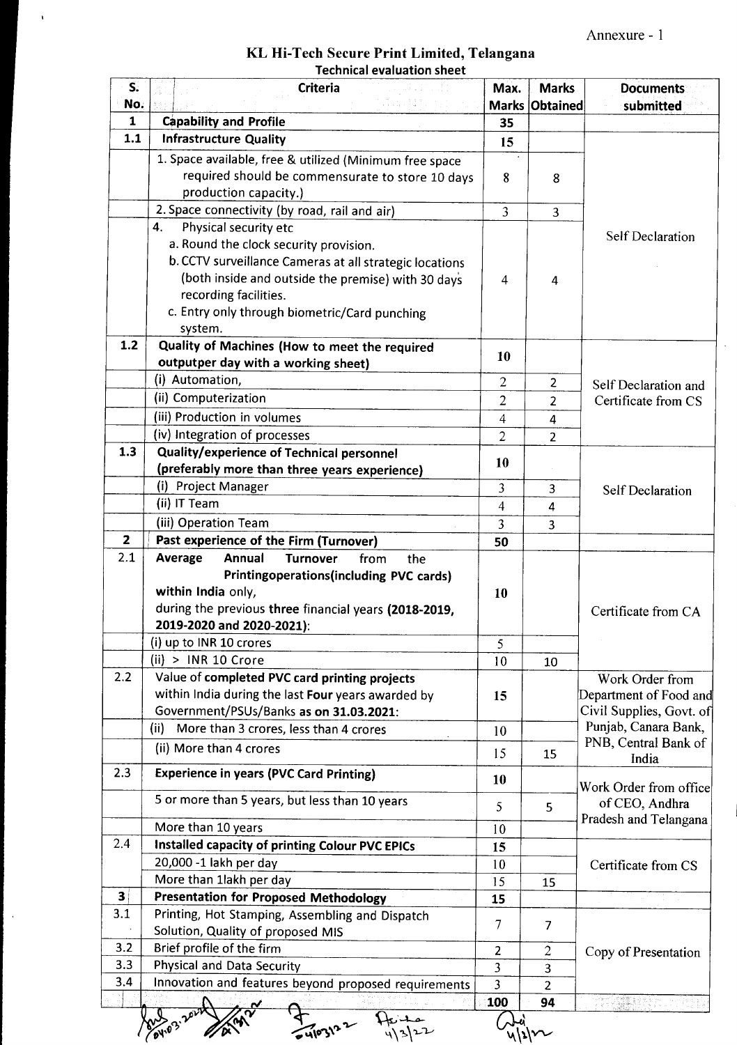Annexure - 1

# KL Hi-Tech Secure Print Limited, Telangana

## Technical evaluation sheet

| S. No. | Criteria | Max. Marks | Marks Obtained | Documents submitted |
|---|---|---|---|---|
| 1 | **Capability and Profile** | 35 | | |
| 1.1 | **Infrastructure Quality** | 15 | | Self Declaration |
| | 1. Space available, free & utilized (Minimum free space required should be commensurate to store 10 days production capacity.) | 8 | 8 | |
| | 2. Space connectivity (by road, rail and air) | 3 | 3 | |
| | 4. Physical security etc<br>a. Round the clock security provision.<br>b. CCTV surveillance Cameras at all strategic locations (both inside and outside the premise) with 30 days recording facilities.<br>c. Entry only through biometric/Card punching system. | 4 | 4 | |
| 1.2 | **Quality of Machines (How to meet the required outputper day with a working sheet)** | 10 | | Self Declaration and Certificate from CS |
| | (i) Automation, | 2 | 2 | |
| | (ii) Computerization | 2 | 2 | |
| | (iii) Production in volumes | 4 | 4 | |
| | (iv) Integration of processes | 2 | 2 | |
| 1.3 | **Quality/experience of Technical personnel (preferably more than three years experience)** | 10 | | Self Declaration |
| | (i) Project Manager | 3 | 3 | |
| | (ii) IT Team | 4 | 4 | |
| | (iii) Operation Team | 3 | 3 | |
| 2 | **Past experience of the Firm (Turnover)** | 50 | | |
| 2.1 | **Average Annual Turnover** from the Printingoperations(including PVC cards) **within India** only, during the previous **three** financial years **(2018-2019, 2019-2020 and 2020-2021)**: | 10 | | Certificate from CA |
| | (i) up to INR 10 crores | 5 | | |
| | (ii) > INR 10 Crore | 10 | 10 | |
| 2.2 | Value of **completed PVC card printing projects** within India during the last **Four** years awarded by Government/PSUs/Banks **as on 31.03.2021**: | 15 | | Work Order from Department of Food and Civil Supplies, Govt. of Punjab, Canara Bank, PNB, Central Bank of India |
| | (ii) More than 3 crores, less than 4 crores | 10 | | |
| | (ii) More than 4 crores | 15 | 15 | |
| 2.3 | **Experience in years (PVC Card Printing)** | 10 | | Work Order from office of CEO, Andhra Pradesh and Telangana |
| | 5 or more than 5 years, but less than 10 years | 5 | 5 | |
| | More than 10 years | 10 | | |
| 2.4 | **Installed capacity of printing Colour PVC EPICs** | 15 | | Certificate from CS |
| | 20,000 -1 lakh per day | 10 | | |
| | More than 1lakh per day | 15 | 15 | |
| 3 | **Presentation for Proposed Methodology** | 15 | | |
| 3.1 | Printing, Hot Stamping, Assembling and Dispatch Solution, Quality of proposed MIS | 7 | 7 | Copy of Presentation |
| 3.2 | Brief profile of the firm | 2 | 2 | |
| 3.3 | Physical and Data Security | 3 | 3 | |
| 3.4 | Innovation and features beyond proposed requirements | 3 | 2 | |
| | | **100** | **94** | |

04.03.2022 4/3/22 4/03/22 4/3/22 4/3/22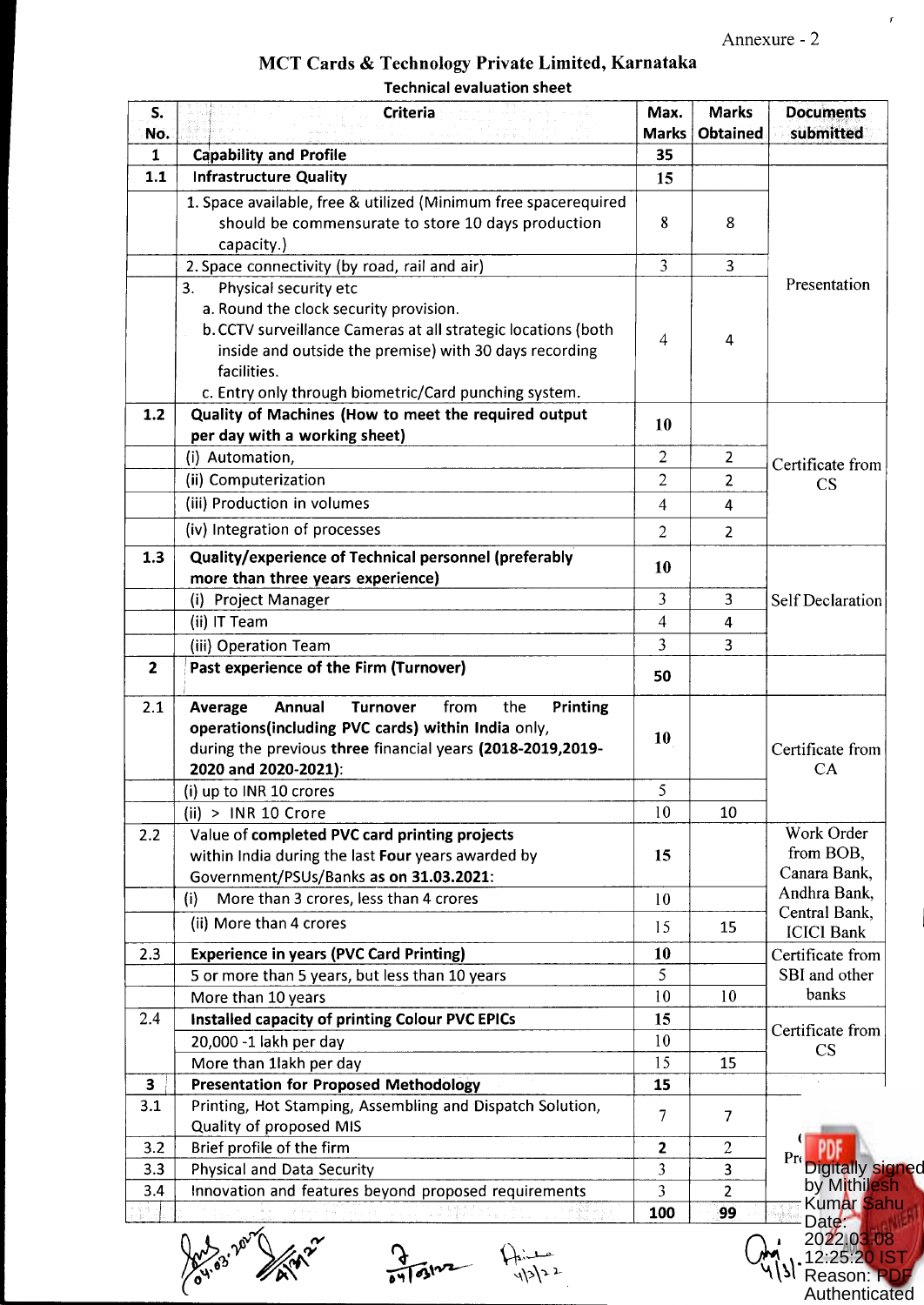Annexure - 2

# MCT Cards & Technology Private Limited, Karnataka

## Technical evaluation sheet

| S. No. | Criteria | Max. Marks | Marks Obtained | Documents submitted |
|---|---|---|---|---|
| **1** | **Capability and Profile** | **35** | | |
| **1.1** | **Infrastructure Quality** | **15** | | Presentation |
| | 1. Space available, free & utilized (Minimum free spacerequired should be commensurate to store 10 days production capacity.) | 8 | 8 | |
| | 2. Space connectivity (by road, rail and air) | 3 | 3 | |
| | 3. Physical security etc<br>a. Round the clock security provision.<br>b. CCTV surveillance Cameras at all strategic locations (both inside and outside the premise) with 30 days recording facilities.<br>c. Entry only through biometric/Card punching system. | 4 | 4 | |
| **1.2** | **Quality of Machines (How to meet the required output per day with a working sheet)** | **10** | | Certificate from CS |
| | (i) Automation, | 2 | 2 | |
| | (ii) Computerization | 2 | 2 | |
| | (iii) Production in volumes | 4 | 4 | |
| | (iv) Integration of processes | 2 | 2 | |
| **1.3** | **Quality/experience of Technical personnel (preferably more than three years experience)** | **10** | | Self Declaration |
| | (i) Project Manager | 3 | 3 | |
| | (ii) IT Team | 4 | 4 | |
| | (iii) Operation Team | 3 | 3 | |
| **2** | **Past experience of the Firm (Turnover)** | **50** | | |
| 2.1 | **Average Annual Turnover from the Printing operations(including PVC cards) within India** only, during the previous **three** financial years **(2018-2019,2019-2020 and 2020-2021):** | **10** | | Certificate from CA |
| | (i) up to INR 10 crores | 5 | | |
| | (ii) > INR 10 Crore | 10 | 10 | |
| 2.2 | Value of **completed PVC card printing projects** within India during the last **Four** years awarded by Government/PSUs/Banks **as on 31.03.2021:** | **15** | | Work Order from BOB, Canara Bank, Andhra Bank, Central Bank, ICICI Bank |
| | (i) More than 3 crores, less than 4 crores | 10 | | |
| | (ii) More than 4 crores | 15 | 15 | |
| 2.3 | **Experience in years (PVC Card Printing)** | **10** | | Certificate from SBI and other banks |
| | 5 or more than 5 years, but less than 10 years | 5 | | |
| | More than 10 years | 10 | 10 | |
| 2.4 | **Installed capacity of printing Colour PVC EPICs** | **15** | | Certificate from CS |
| | 20,000 -1 lakh per day | 10 | | |
| | More than 1lakh per day | 15 | 15 | |
| **3** | **Presentation for Proposed Methodology** | **15** | | |
| 3.1 | Printing, Hot Stamping, Assembling and Dispatch Solution, Quality of proposed MIS | 7 | 7 | Pr |
| 3.2 | Brief profile of the firm | **2** | 2 | |
| 3.3 | Physical and Data Security | 3 | 3 | |
| 3.4 | Innovation and features beyond proposed requirements | 3 | 2 | |
| | | **100** | **99** | |

Digitally signed by Mithilesh Kumar Sahu
Date: 2022.03.08 12:25:20 IST
Reason: PDF Authenticated